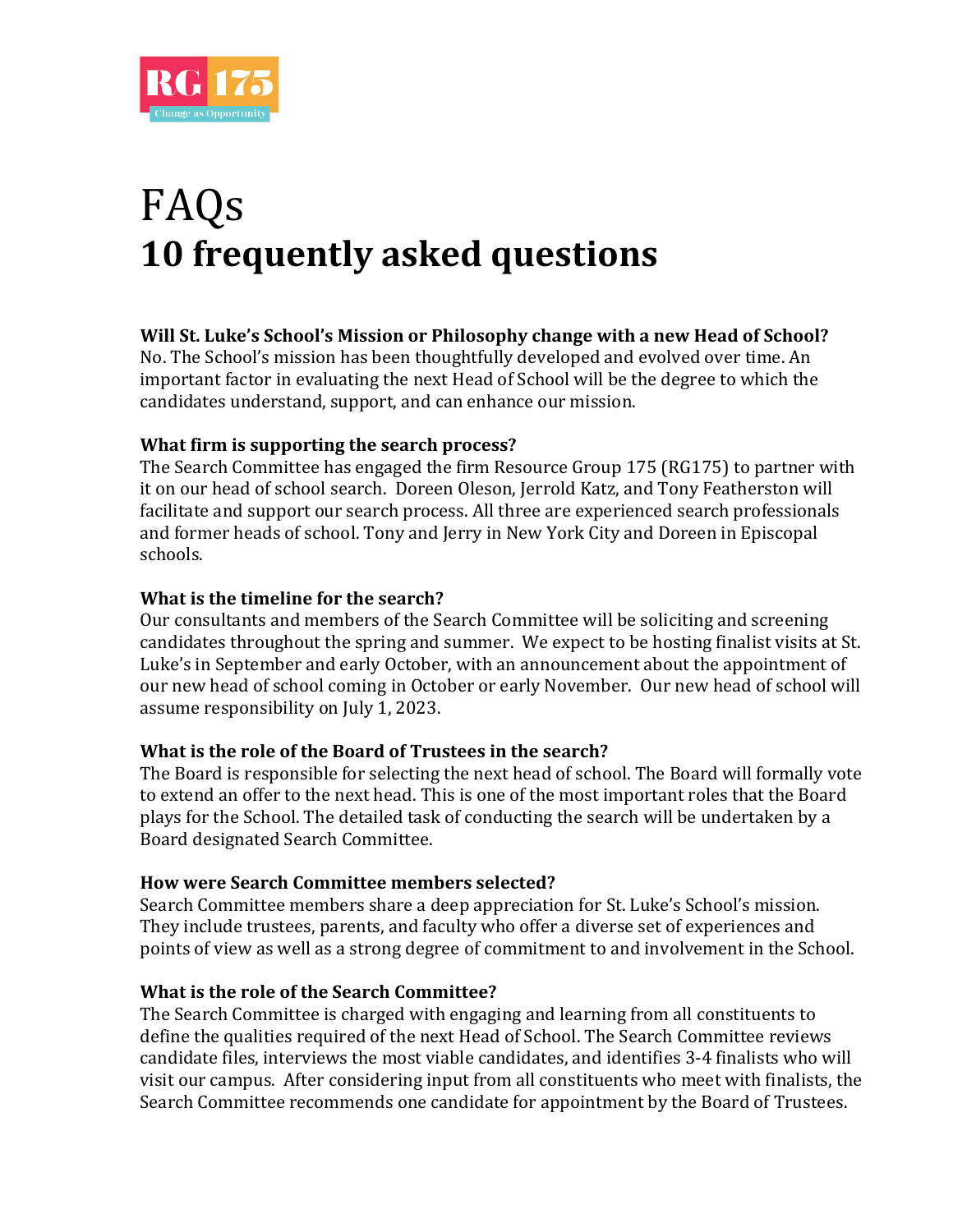# FAQs
## 10 frequently asked questions

**Will St. Luke's School's Mission or Philosophy change with a new Head of School?**
No. The School's mission has been thoughtfully developed and evolved over time. An important factor in evaluating the next Head of School will be the degree to which the candidates understand, support, and can enhance our mission.

**What firm is supporting the search process?**
The Search Committee has engaged the firm Resource Group 175 (RG175) to partner with it on our head of school search. Doreen Oleson, Jerrold Katz, and Tony Featherston will facilitate and support our search process. All three are experienced search professionals and former heads of school. Tony and Jerry in New York City and Doreen in Episcopal schools.

**What is the timeline for the search?**
Our consultants and members of the Search Committee will be soliciting and screening candidates throughout the spring and summer. We expect to be hosting finalist visits at St. Luke's in September and early October, with an announcement about the appointment of our new head of school coming in October or early November. Our new head of school will assume responsibility on July 1, 2023.

**What is the role of the Board of Trustees in the search?**
The Board is responsible for selecting the next head of school. The Board will formally vote to extend an offer to the next head. This is one of the most important roles that the Board plays for the School. The detailed task of conducting the search will be undertaken by a Board designated Search Committee.

**How were Search Committee members selected?**
Search Committee members share a deep appreciation for St. Luke's School's mission. They include trustees, parents, and faculty who offer a diverse set of experiences and points of view as well as a strong degree of commitment to and involvement in the School.

**What is the role of the Search Committee?**
The Search Committee is charged with engaging and learning from all constituents to define the qualities required of the next Head of School. The Search Committee reviews candidate files, interviews the most viable candidates, and identifies 3-4 finalists who will visit our campus. After considering input from all constituents who meet with finalists, the Search Committee recommends one candidate for appointment by the Board of Trustees.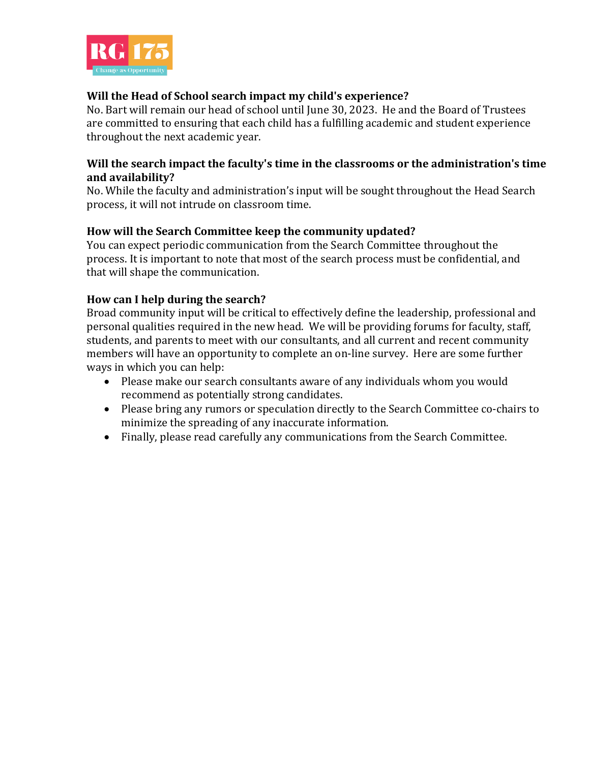**Will the Head of School search impact my child's experience?**

No. Bart will remain our head of school until June 30, 2023. He and the Board of Trustees are committed to ensuring that each child has a fulfilling academic and student experience throughout the next academic year.

**Will the search impact the faculty's time in the classrooms or the administration's time and availability?**

No. While the faculty and administration's input will be sought throughout the Head Search process, it will not intrude on classroom time.

**How will the Search Committee keep the community updated?**

You can expect periodic communication from the Search Committee throughout the process. It is important to note that most of the search process must be confidential, and that will shape the communication.

**How can I help during the search?**

Broad community input will be critical to effectively define the leadership, professional and personal qualities required in the new head. We will be providing forums for faculty, staff, students, and parents to meet with our consultants, and all current and recent community members will have an opportunity to complete an on-line survey. Here are some further ways in which you can help:

- Please make our search consultants aware of any individuals whom you would recommend as potentially strong candidates.
- Please bring any rumors or speculation directly to the Search Committee co-chairs to minimize the spreading of any inaccurate information.
- Finally, please read carefully any communications from the Search Committee.